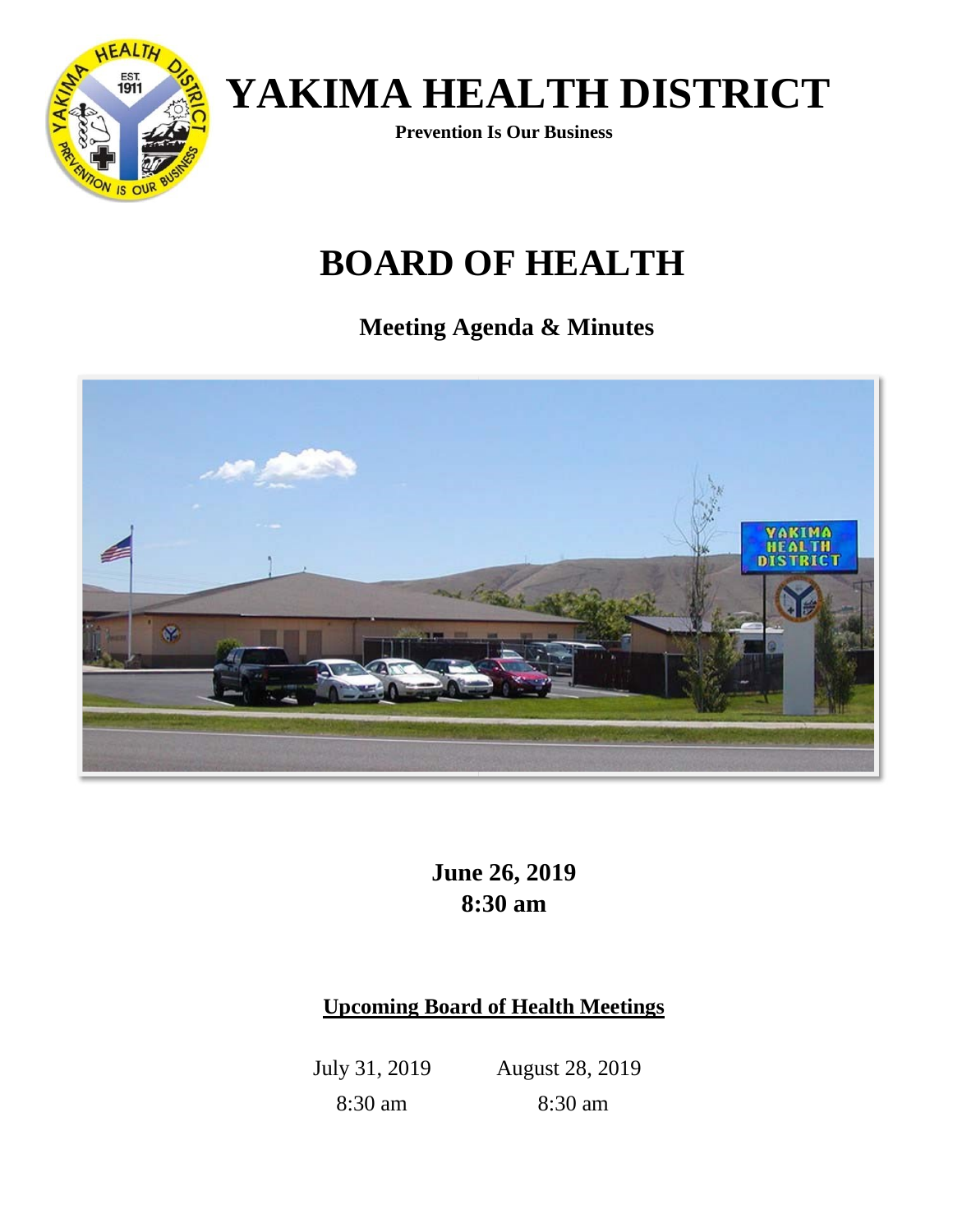# YAKIMA HEALTH DISTRICT

**Prevention Is Our Business**

# BOARD OF HEALTH

## Meeting Agenda & Minutes

**June 26, 2019**
**8:30 am**

### Upcoming Board of Health Meetings

| July 31, 2019 | August 28, 2019 |
|---|---|
| 8:30 am | 8:30 am |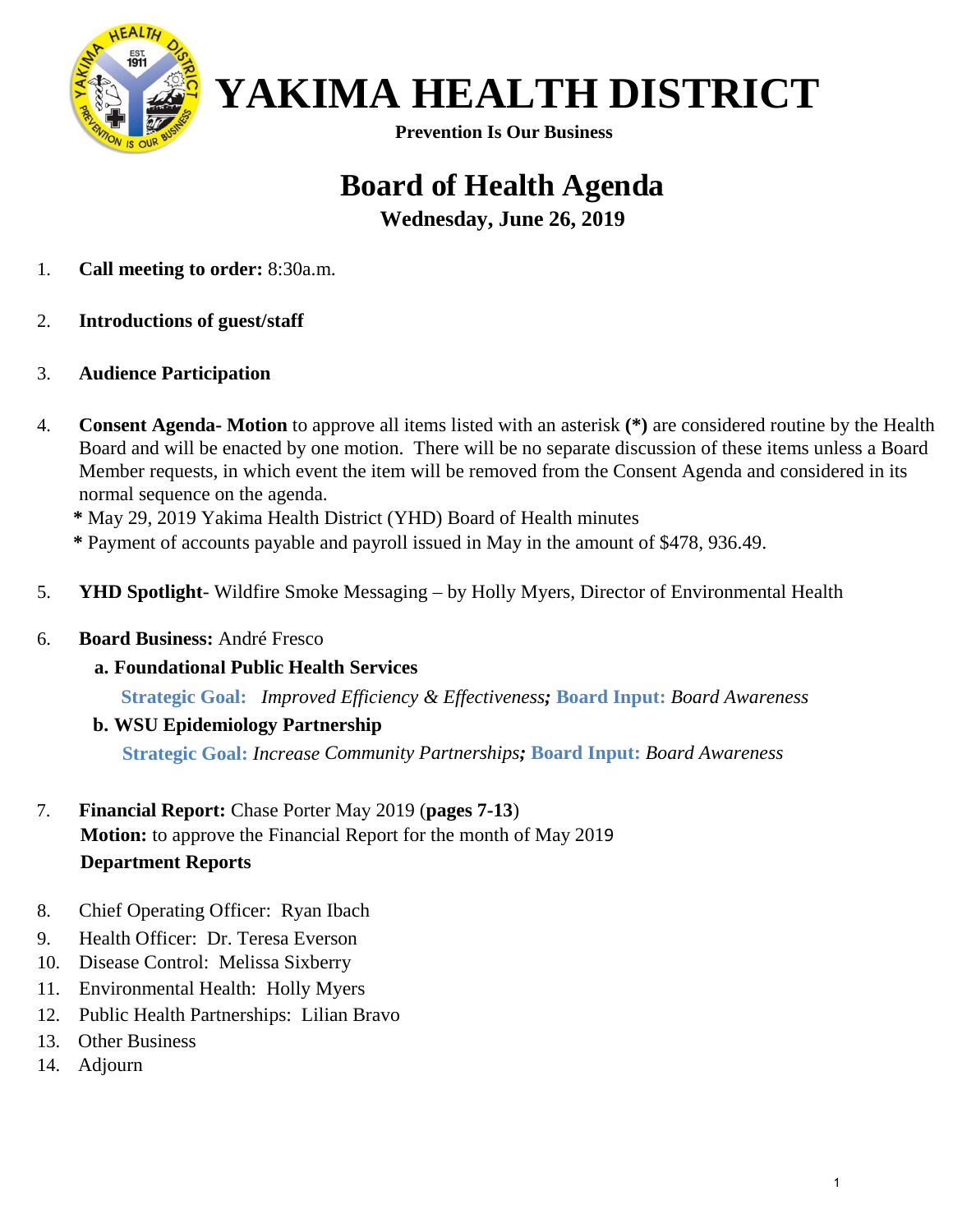# YAKIMA HEALTH DISTRICT

**Prevention Is Our Business**

## Board of Health Agenda

**Wednesday, June 26, 2019**

1. **Call meeting to order:** 8:30a.m.

2. **Introductions of guest/staff**

3. **Audience Participation**

4. **Consent Agenda- Motion** to approve all items listed with an asterisk **(*)** are considered routine by the Health Board and will be enacted by one motion. There will be no separate discussion of these items unless a Board Member requests, in which event the item will be removed from the Consent Agenda and considered in its normal sequence on the agenda.
   **\*** May 29, 2019 Yakima Health District (YHD) Board of Health minutes
   **\*** Payment of accounts payable and payroll issued in May in the amount of $478, 936.49.

5. **YHD Spotlight**- Wildfire Smoke Messaging – by Holly Myers, Director of Environmental Health

6. **Board Business:** André Fresco
   **a. Foundational Public Health Services**
   **Strategic Goal:** *Improved Efficiency & Effectiveness;* **Board Input:** *Board Awareness*
   **b. WSU Epidemiology Partnership**
   **Strategic Goal:** *Increase Community Partnerships;* **Board Input:** *Board Awareness*

7. **Financial Report:** Chase Porter May 2019 (**pages 7-13**)
   **Motion:** to approve the Financial Report for the month of May 2019
   **Department Reports**

8. Chief Operating Officer: Ryan Ibach
9. Health Officer: Dr. Teresa Everson
10. Disease Control: Melissa Sixberry
11. Environmental Health: Holly Myers
12. Public Health Partnerships: Lilian Bravo
13. Other Business
14. Adjourn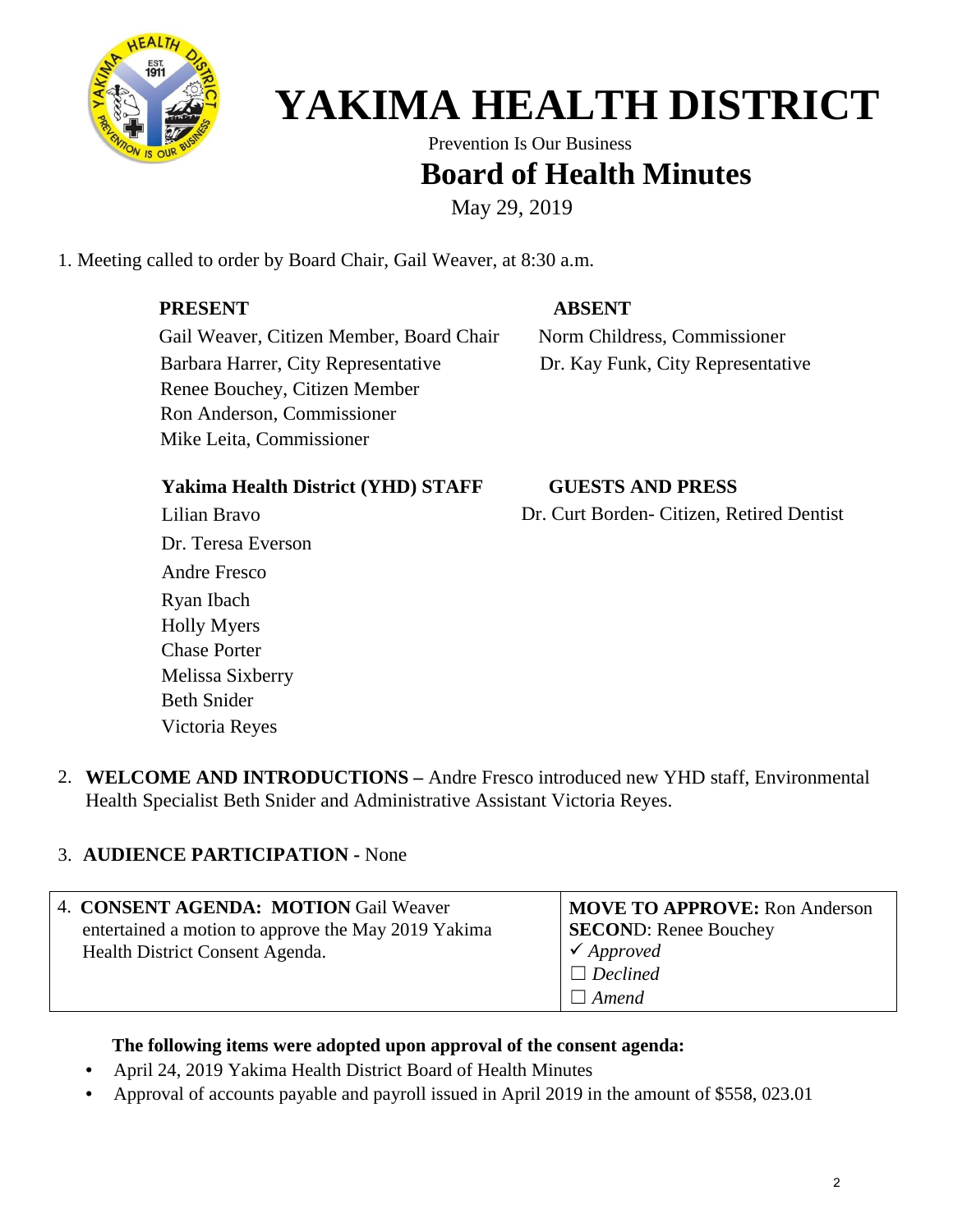# YAKIMA HEALTH DISTRICT

Prevention Is Our Business

## Board of Health Minutes

May 29, 2019

1. Meeting called to order by Board Chair, Gail Weaver, at 8:30 a.m.

| **PRESENT** | **ABSENT** |
|---|---|
| Gail Weaver, Citizen Member, Board Chair | Norm Childress, Commissioner |
| Barbara Harrer, City Representative | Dr. Kay Funk, City Representative |
| Renee Bouchey, Citizen Member | |
| Ron Anderson, Commissioner | |
| Mike Leita, Commissioner | |

| **Yakima Health District (YHD) STAFF** | **GUESTS AND PRESS** |
|---|---|
| Lilian Bravo | Dr. Curt Borden- Citizen, Retired Dentist |
| Dr. Teresa Everson | |
| Andre Fresco | |
| Ryan Ibach | |
| Holly Myers | |
| Chase Porter | |
| Melissa Sixberry | |
| Beth Snider | |
| Victoria Reyes | |

2. **WELCOME AND INTRODUCTIONS –** Andre Fresco introduced new YHD staff, Environmental Health Specialist Beth Snider and Administrative Assistant Victoria Reyes.

3. **AUDIENCE PARTICIPATION -** None

| 4. **CONSENT AGENDA: MOTION** Gail Weaver entertained a motion to approve the May 2019 Yakima Health District Consent Agenda. | **MOVE TO APPROVE:** Ron Anderson<br>**SECOND**: Renee Bouchey<br>✓ *Approved*<br>☐ *Declined*<br>☐ *Amend* |
|---|---|

**The following items were adopted upon approval of the consent agenda:**

- April 24, 2019 Yakima Health District Board of Health Minutes
- Approval of accounts payable and payroll issued in April 2019 in the amount of $558, 023.01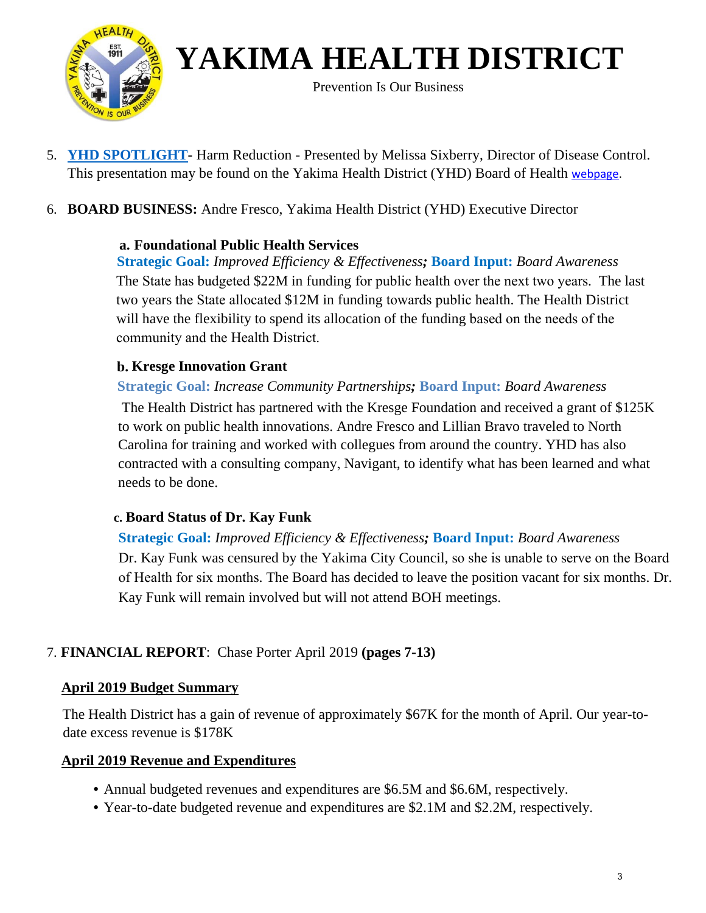# YAKIMA HEALTH DISTRICT

Prevention Is Our Business

5. **YHD SPOTLIGHT**- Harm Reduction - Presented by Melissa Sixberry, Director of Disease Control. This presentation may be found on the Yakima Health District (YHD) Board of Health webpage.

6. **BOARD BUSINESS:** Andre Fresco, Yakima Health District (YHD) Executive Director

   **a. Foundational Public Health Services**

   **Strategic Goal:** *Improved Efficiency & Effectiveness;* **Board Input:** *Board Awareness*

   The State has budgeted $22M in funding for public health over the next two years. The last two years the State allocated $12M in funding towards public health. The Health District will have the flexibility to spend its allocation of the funding based on the needs of the community and the Health District.

   **b. Kresge Innovation Grant**

   **Strategic Goal:** *Increase Community Partnerships;* **Board Input:** *Board Awareness*

   The Health District has partnered with the Kresge Foundation and received a grant of $125K to work on public health innovations. Andre Fresco and Lillian Bravo traveled to North Carolina for training and worked with collegues from around the country. YHD has also contracted with a consulting company, Navigant, to identify what has been learned and what needs to be done.

   **c. Board Status of Dr. Kay Funk**

   **Strategic Goal:** *Improved Efficiency & Effectiveness;* **Board Input:** *Board Awareness*

   Dr. Kay Funk was censured by the Yakima City Council, so she is unable to serve on the Board of Health for six months. The Board has decided to leave the position vacant for six months. Dr. Kay Funk will remain involved but will not attend BOH meetings.

7. **FINANCIAL REPORT**: Chase Porter April 2019 **(pages 7-13)**

**April 2019 Budget Summary**

The Health District has a gain of revenue of approximately $67K for the month of April. Our year-to-date excess revenue is $178K

**April 2019 Revenue and Expenditures**

- Annual budgeted revenues and expenditures are $6.5M and $6.6M, respectively.
- Year-to-date budgeted revenue and expenditures are $2.1M and $2.2M, respectively.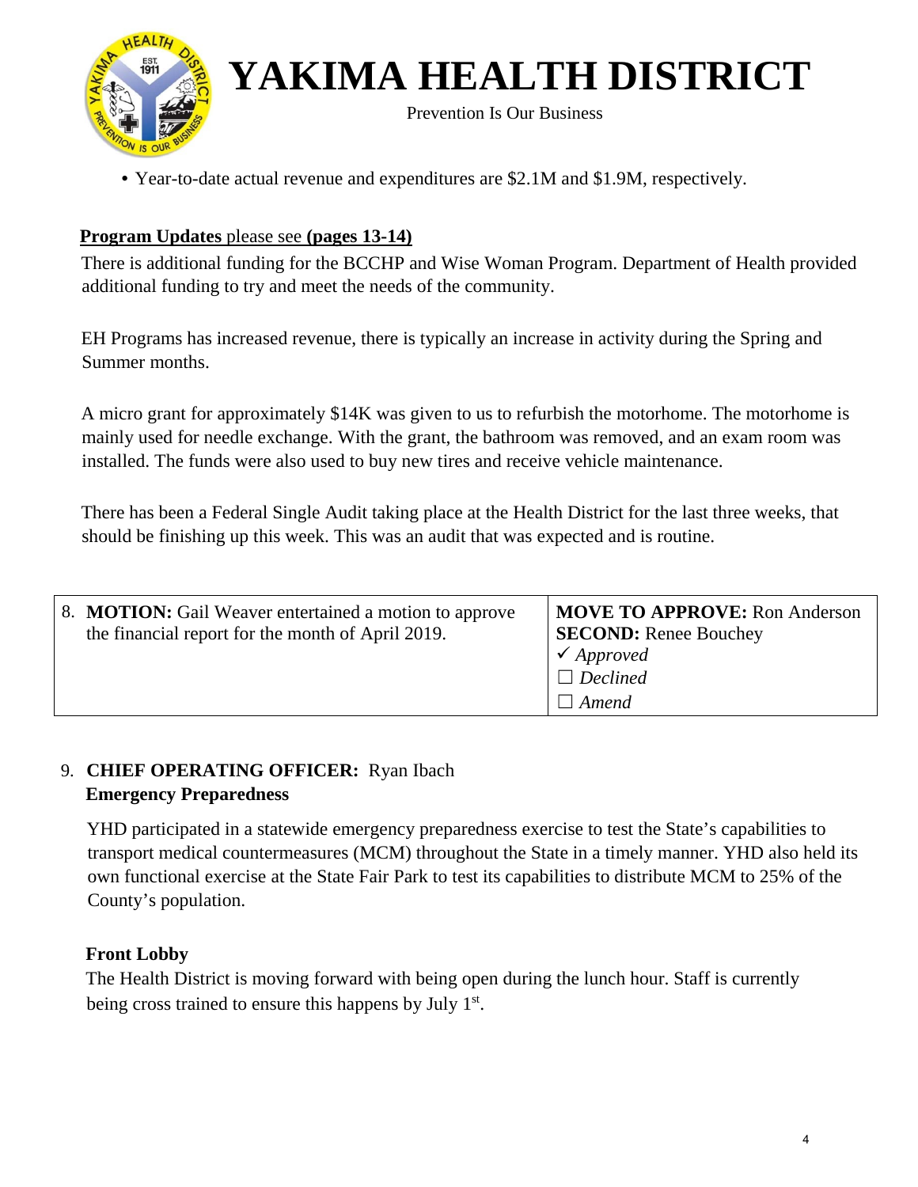- Year-to-date actual revenue and expenditures are $2.1M and $1.9M, respectively.

**Program Updates** please see **(pages 13-14)**

There is additional funding for the BCCHP and Wise Woman Program. Department of Health provided additional funding to try and meet the needs of the community.

EH Programs has increased revenue, there is typically an increase in activity during the Spring and Summer months.

A micro grant for approximately $14K was given to us to refurbish the motorhome. The motorhome is mainly used for needle exchange. With the grant, the bathroom was removed, and an exam room was installed. The funds were also used to buy new tires and receive vehicle maintenance.

There has been a Federal Single Audit taking place at the Health District for the last three weeks, that should be finishing up this week. This was an audit that was expected and is routine.

| 8. **MOTION:** Gail Weaver entertained a motion to approve the financial report for the month of April 2019. | **MOVE TO APPROVE:** Ron Anderson<br>**SECOND:** Renee Bouchey<br>✓ *Approved*<br>☐ *Declined*<br>☐ *Amend* |
|---|---|

9. **CHIEF OPERATING OFFICER:** Ryan Ibach

**Emergency Preparedness**

YHD participated in a statewide emergency preparedness exercise to test the State's capabilities to transport medical countermeasures (MCM) throughout the State in a timely manner. YHD also held its own functional exercise at the State Fair Park to test its capabilities to distribute MCM to 25% of the County's population.

**Front Lobby**

The Health District is moving forward with being open during the lunch hour. Staff is currently being cross trained to ensure this happens by July 1st.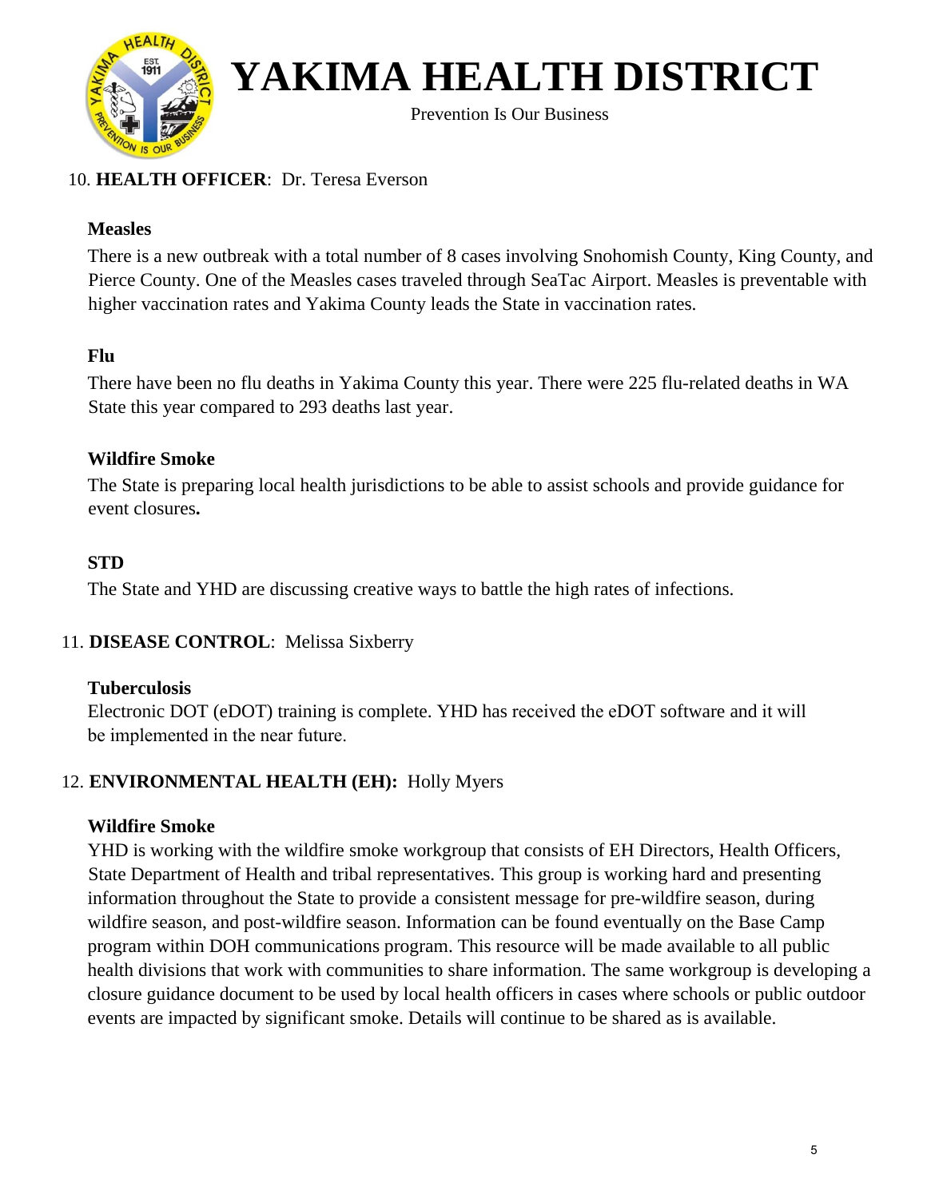# YAKIMA HEALTH DISTRICT

Prevention Is Our Business

10. **HEALTH OFFICER**: Dr. Teresa Everson

**Measles**

There is a new outbreak with a total number of 8 cases involving Snohomish County, King County, and Pierce County. One of the Measles cases traveled through SeaTac Airport. Measles is preventable with higher vaccination rates and Yakima County leads the State in vaccination rates.

**Flu**

There have been no flu deaths in Yakima County this year. There were 225 flu-related deaths in WA State this year compared to 293 deaths last year.

**Wildfire Smoke**

The State is preparing local health jurisdictions to be able to assist schools and provide guidance for event closures**.**

**STD**

The State and YHD are discussing creative ways to battle the high rates of infections.

11. **DISEASE CONTROL**: Melissa Sixberry

**Tuberculosis**

Electronic DOT (eDOT) training is complete. YHD has received the eDOT software and it will be implemented in the near future.

12. **ENVIRONMENTAL HEALTH (EH):** Holly Myers

**Wildfire Smoke**

YHD is working with the wildfire smoke workgroup that consists of EH Directors, Health Officers, State Department of Health and tribal representatives. This group is working hard and presenting information throughout the State to provide a consistent message for pre-wildfire season, during wildfire season, and post-wildfire season. Information can be found eventually on the Base Camp program within DOH communications program. This resource will be made available to all public health divisions that work with communities to share information. The same workgroup is developing a closure guidance document to be used by local health officers in cases where schools or public outdoor events are impacted by significant smoke. Details will continue to be shared as is available.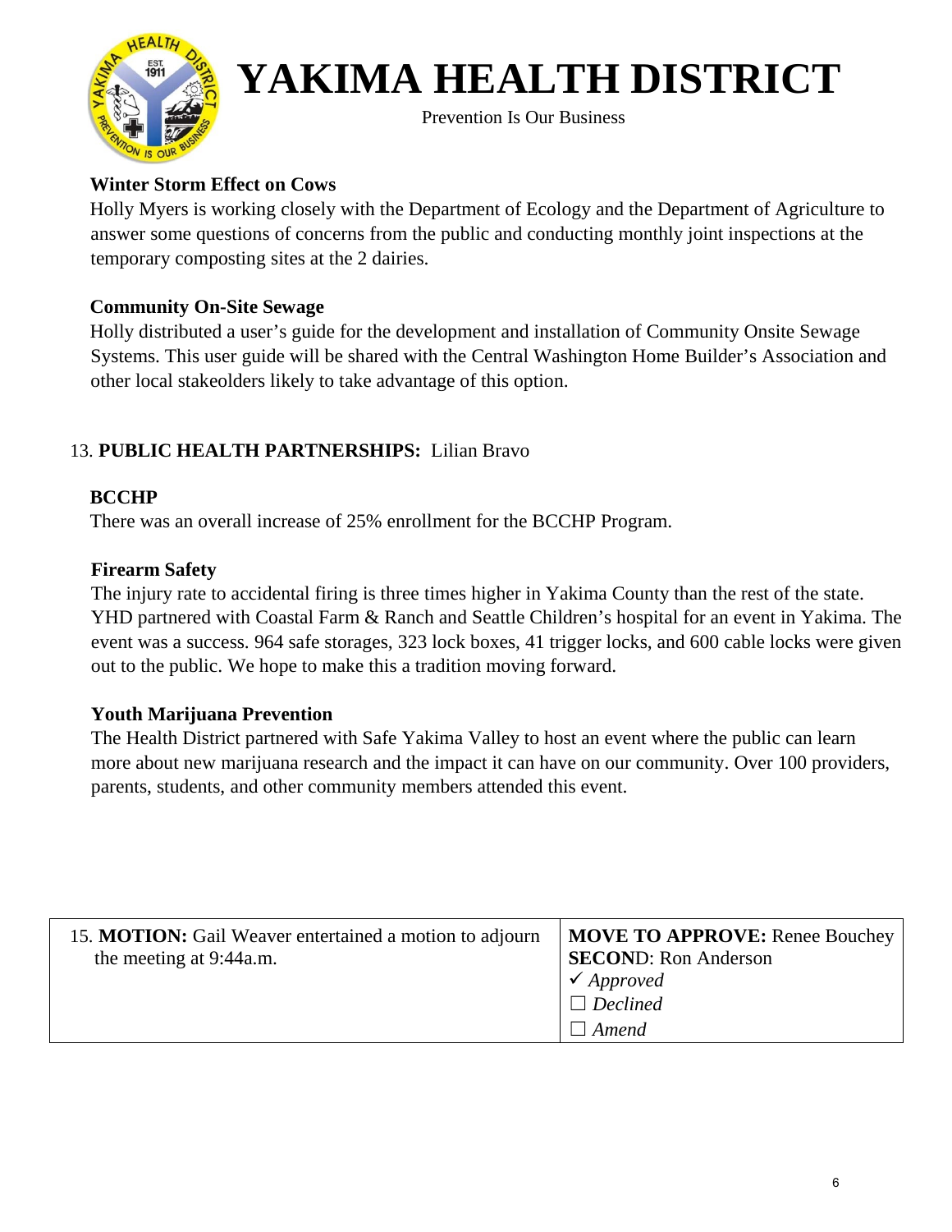**Winter Storm Effect on Cows**

Holly Myers is working closely with the Department of Ecology and the Department of Agriculture to answer some questions of concerns from the public and conducting monthly joint inspections at the temporary composting sites at the 2 dairies.

**Community On-Site Sewage**

Holly distributed a user's guide for the development and installation of Community Onsite Sewage Systems. This user guide will be shared with the Central Washington Home Builder's Association and other local stakeolders likely to take advantage of this option.

13. **PUBLIC HEALTH PARTNERSHIPS:** Lilian Bravo

**BCCHP**

There was an overall increase of 25% enrollment for the BCCHP Program.

**Firearm Safety**

The injury rate to accidental firing is three times higher in Yakima County than the rest of the state. YHD partnered with Coastal Farm & Ranch and Seattle Children's hospital for an event in Yakima. The event was a success. 964 safe storages, 323 lock boxes, 41 trigger locks, and 600 cable locks were given out to the public. We hope to make this a tradition moving forward.

**Youth Marijuana Prevention**

The Health District partnered with Safe Yakima Valley to host an event where the public can learn more about new marijuana research and the impact it can have on our community. Over 100 providers, parents, students, and other community members attended this event.

| 15. **MOTION:** Gail Weaver entertained a motion to adjourn the meeting at 9:44a.m. | **MOVE TO APPROVE:** Renee Bouchey<br>**SECOND**: Ron Anderson<br>✓ *Approved*<br>☐ *Declined*<br>☐ *Amend* |
|---|---|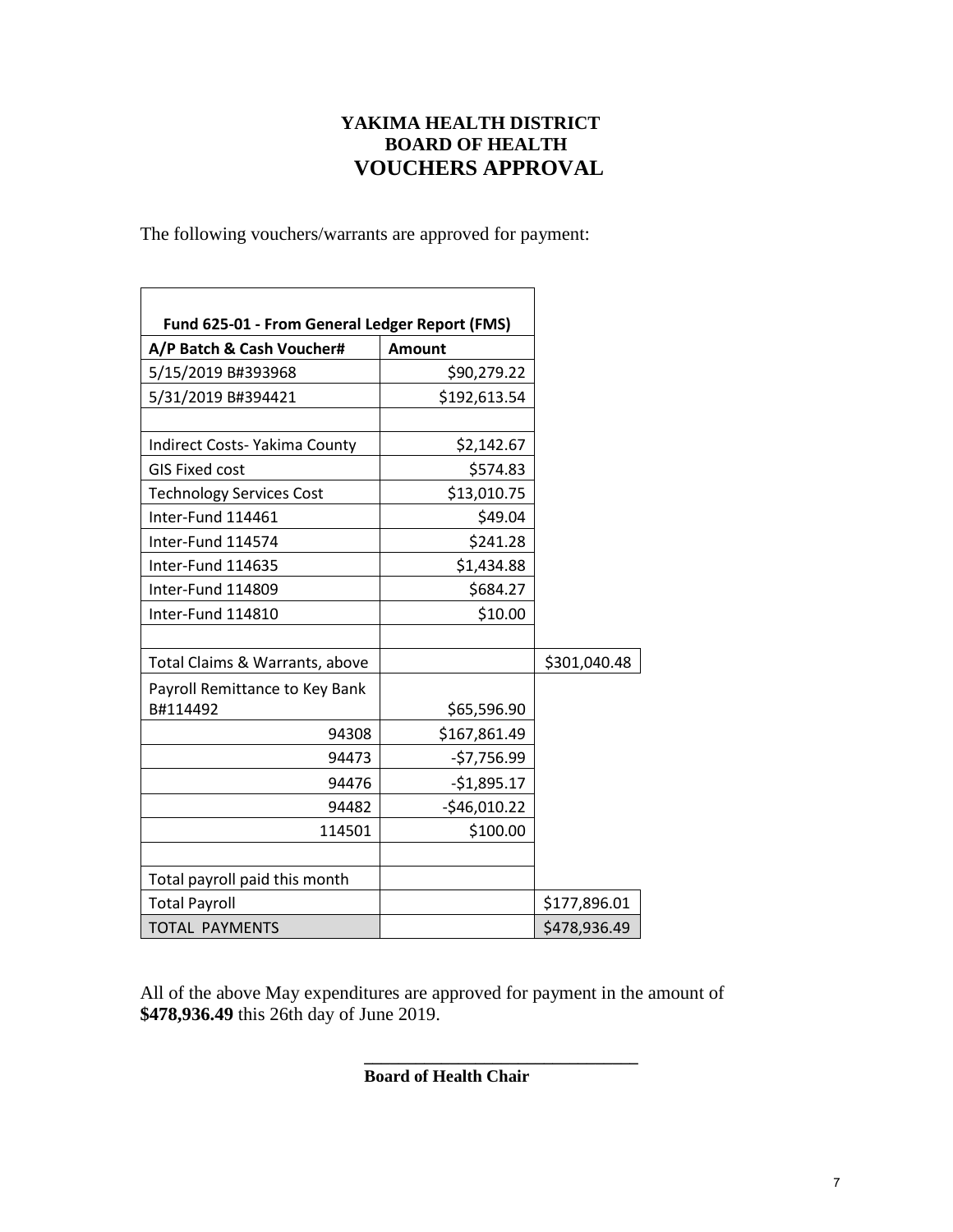# YAKIMA HEALTH DISTRICT
## BOARD OF HEALTH
## VOUCHERS APPROVAL

The following vouchers/warrants are approved for payment:

| Fund 625-01 - From General Ledger Report (FMS) | | |
|---|---|---|
| **A/P Batch & Cash Voucher#** | **Amount** | |
| 5/15/2019 B#393968 | $90,279.22 | |
| 5/31/2019 B#394421 | $192,613.54 | |
| | | |
| Indirect Costs- Yakima County | $2,142.67 | |
| GIS Fixed cost | $574.83 | |
| Technology Services Cost | $13,010.75 | |
| Inter-Fund 114461 | $49.04 | |
| Inter-Fund 114574 | $241.28 | |
| Inter-Fund 114635 | $1,434.88 | |
| Inter-Fund 114809 | $684.27 | |
| Inter-Fund 114810 | $10.00 | |
| | | |
| Total Claims & Warrants, above | | $301,040.48 |
| Payroll Remittance to Key Bank B#114492 | $65,596.90 | |
| 94308 | $167,861.49 | |
| 94473 | -$7,756.99 | |
| 94476 | -$1,895.17 | |
| 94482 | -$46,010.22 | |
| 114501 | $100.00 | |
| | | |
| Total payroll paid this month | | |
| Total Payroll | | $177,896.01 |
| TOTAL PAYMENTS | | $478,936.49 |

All of the above May expenditures are approved for payment in the amount of **$478,936.49** this 26th day of June 2019.

\_\_\_\_\_\_\_\_\_\_\_\_\_\_\_\_\_\_\_\_\_\_\_\_\_\_\_\_\_\_\_\_

**Board of Health Chair**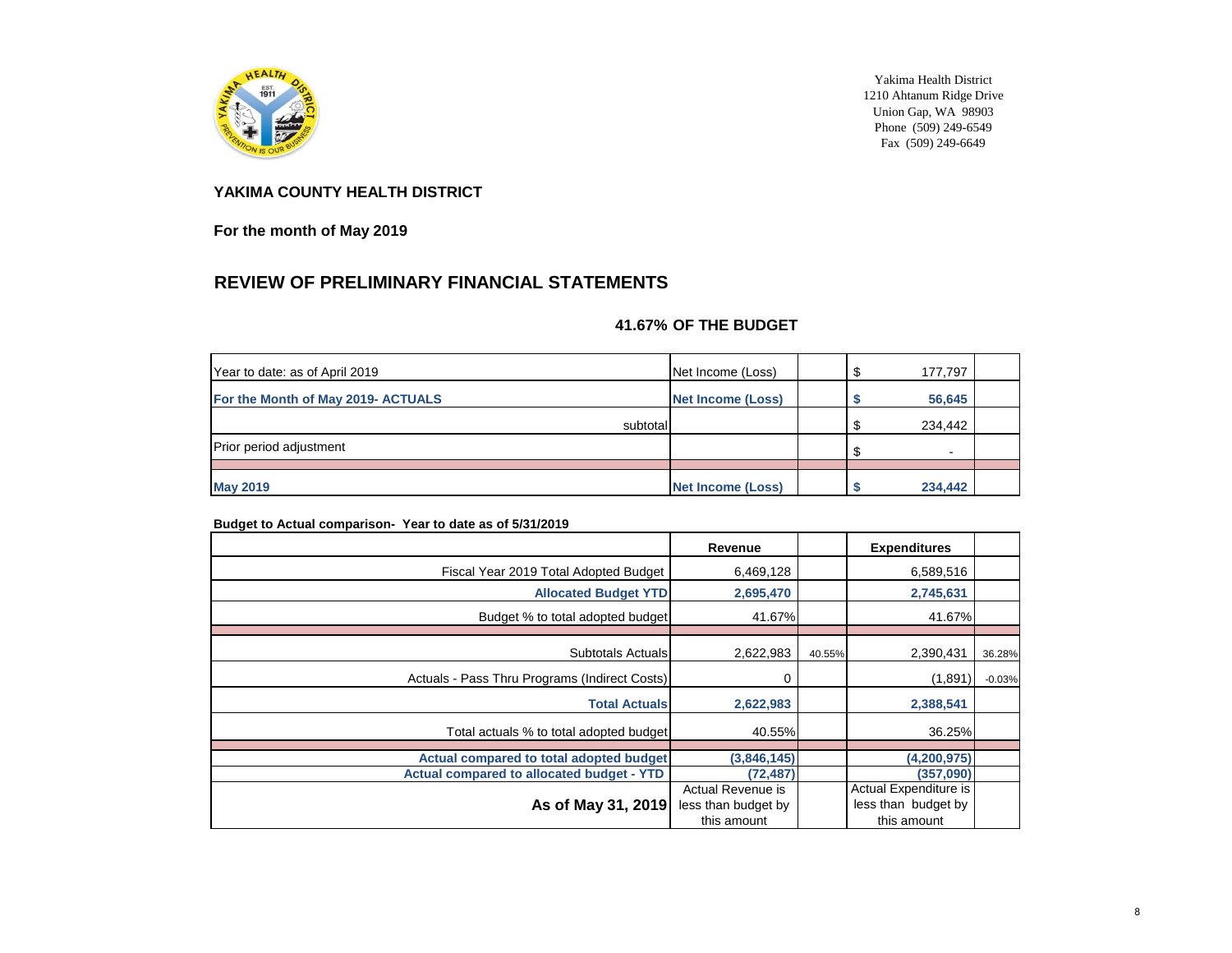Yakima Health District
1210 Ahtanum Ridge Drive
Union Gap, WA 98903
Phone (509) 249-6549
Fax (509) 249-6649

**YAKIMA COUNTY HEALTH DISTRICT**

**For the month of May 2019**

## REVIEW OF PRELIMINARY FINANCIAL STATEMENTS

**41.67% OF THE BUDGET**

| | | | | |
|---|---|---|---|---|
| Year to date: as of April 2019 | Net Income (Loss) | | $ 177,797 | |
| **For the Month of May 2019- ACTUALS** | **Net Income (Loss)** | | **$ 56,645** | |
| subtotal | | | $ 234,442 | |
| Prior period adjustment | | | $ - | |
| **May 2019** | **Net Income (Loss)** | | **$ 234,442** | |

**Budget to Actual comparison- Year to date as of 5/31/2019**

| | Revenue | | Expenditures | |
|---|---|---|---|---|
| Fiscal Year 2019 Total Adopted Budget | 6,469,128 | | 6,589,516 | |
| **Allocated Budget YTD** | **2,695,470** | | **2,745,631** | |
| Budget % to total adopted budget | 41.67% | | 41.67% | |
| Subtotals Actuals | 2,622,983 | 40.55% | 2,390,431 | 36.28% |
| Actuals - Pass Thru Programs (Indirect Costs) | 0 | | (1,891) | -0.03% |
| **Total Actuals** | **2,622,983** | | **2,388,541** | |
| Total actuals % to total adopted budget | 40.55% | | 36.25% | |
| **Actual compared to total adopted budget** | **(3,846,145)** | | **(4,200,975)** | |
| **Actual compared to allocated budget - YTD** | **(72,487)** | | **(357,090)** | |
| **As of May 31, 2019** | Actual Revenue is less than budget by this amount | | Actual Expenditure is less than budget by this amount | |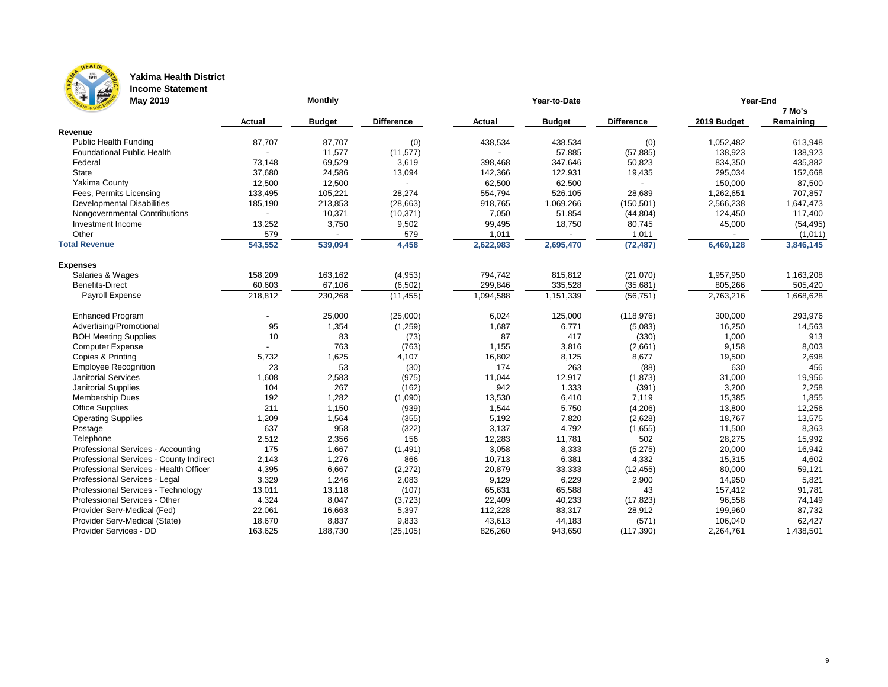# Yakima Health District
## Income Statement
### May 2019

| | Monthly | | | Year-to-Date | | | Year-End | |
|---|---|---|---|---|---|---|---|---|
| | Actual | Budget | Difference | Actual | Budget | Difference | 2019 Budget | 7 Mo's Remaining |
| **Revenue** | | | | | | | | |
| Public Health Funding | 87,707 | 87,707 | (0) | 438,534 | 438,534 | (0) | 1,052,482 | 613,948 |
| Foundational Public Health | - | 11,577 | (11,577) | - | 57,885 | (57,885) | 138,923 | 138,923 |
| Federal | 73,148 | 69,529 | 3,619 | 398,468 | 347,646 | 50,823 | 834,350 | 435,882 |
| State | 37,680 | 24,586 | 13,094 | 142,366 | 122,931 | 19,435 | 295,034 | 152,668 |
| Yakima County | 12,500 | 12,500 | - | 62,500 | 62,500 | - | 150,000 | 87,500 |
| Fees, Permits Licensing | 133,495 | 105,221 | 28,274 | 554,794 | 526,105 | 28,689 | 1,262,651 | 707,857 |
| Developmental Disabilities | 185,190 | 213,853 | (28,663) | 918,765 | 1,069,266 | (150,501) | 2,566,238 | 1,647,473 |
| Nongovernmental Contributions | - | 10,371 | (10,371) | 7,050 | 51,854 | (44,804) | 124,450 | 117,400 |
| Investment Income | 13,252 | 3,750 | 9,502 | 99,495 | 18,750 | 80,745 | 45,000 | (54,495) |
| Other | 579 | - | 579 | 1,011 | - | 1,011 | - | (1,011) |
| **Total Revenue** | **543,552** | **539,094** | **4,458** | **2,622,983** | **2,695,470** | **(72,487)** | **6,469,128** | **3,846,145** |
| **Expenses** | | | | | | | | |
| Salaries & Wages | 158,209 | 163,162 | (4,953) | 794,742 | 815,812 | (21,070) | 1,957,950 | 1,163,208 |
| Benefits-Direct | 60,603 | 67,106 | (6,502) | 299,846 | 335,528 | (35,681) | 805,266 | 505,420 |
| Payroll Expense | 218,812 | 230,268 | (11,455) | 1,094,588 | 1,151,339 | (56,751) | 2,763,216 | 1,668,628 |
| Enhanced Program | - | 25,000 | (25,000) | 6,024 | 125,000 | (118,976) | 300,000 | 293,976 |
| Advertising/Promotional | 95 | 1,354 | (1,259) | 1,687 | 6,771 | (5,083) | 16,250 | 14,563 |
| BOH Meeting Supplies | 10 | 83 | (73) | 87 | 417 | (330) | 1,000 | 913 |
| Computer Expense | - | 763 | (763) | 1,155 | 3,816 | (2,661) | 9,158 | 8,003 |
| Copies & Printing | 5,732 | 1,625 | 4,107 | 16,802 | 8,125 | 8,677 | 19,500 | 2,698 |
| Employee Recognition | 23 | 53 | (30) | 174 | 263 | (88) | 630 | 456 |
| Janitorial Services | 1,608 | 2,583 | (975) | 11,044 | 12,917 | (1,873) | 31,000 | 19,956 |
| Janitorial Supplies | 104 | 267 | (162) | 942 | 1,333 | (391) | 3,200 | 2,258 |
| Membership Dues | 192 | 1,282 | (1,090) | 13,530 | 6,410 | 7,119 | 15,385 | 1,855 |
| Office Supplies | 211 | 1,150 | (939) | 1,544 | 5,750 | (4,206) | 13,800 | 12,256 |
| Operating Supplies | 1,209 | 1,564 | (355) | 5,192 | 7,820 | (2,628) | 18,767 | 13,575 |
| Postage | 637 | 958 | (322) | 3,137 | 4,792 | (1,655) | 11,500 | 8,363 |
| Telephone | 2,512 | 2,356 | 156 | 12,283 | 11,781 | 502 | 28,275 | 15,992 |
| Professional Services - Accounting | 175 | 1,667 | (1,491) | 3,058 | 8,333 | (5,275) | 20,000 | 16,942 |
| Professional Services - County Indirect | 2,143 | 1,276 | 866 | 10,713 | 6,381 | 4,332 | 15,315 | 4,602 |
| Professional Services - Health Officer | 4,395 | 6,667 | (2,272) | 20,879 | 33,333 | (12,455) | 80,000 | 59,121 |
| Professional Services - Legal | 3,329 | 1,246 | 2,083 | 9,129 | 6,229 | 2,900 | 14,950 | 5,821 |
| Professional Services - Technology | 13,011 | 13,118 | (107) | 65,631 | 65,588 | 43 | 157,412 | 91,781 |
| Professional Services - Other | 4,324 | 8,047 | (3,723) | 22,409 | 40,233 | (17,823) | 96,558 | 74,149 |
| Provider Serv-Medical (Fed) | 22,061 | 16,663 | 5,397 | 112,228 | 83,317 | 28,912 | 199,960 | 87,732 |
| Provider Serv-Medical (State) | 18,670 | 8,837 | 9,833 | 43,613 | 44,183 | (571) | 106,040 | 62,427 |
| Provider Services - DD | 163,625 | 188,730 | (25,105) | 826,260 | 943,650 | (117,390) | 2,264,761 | 1,438,501 |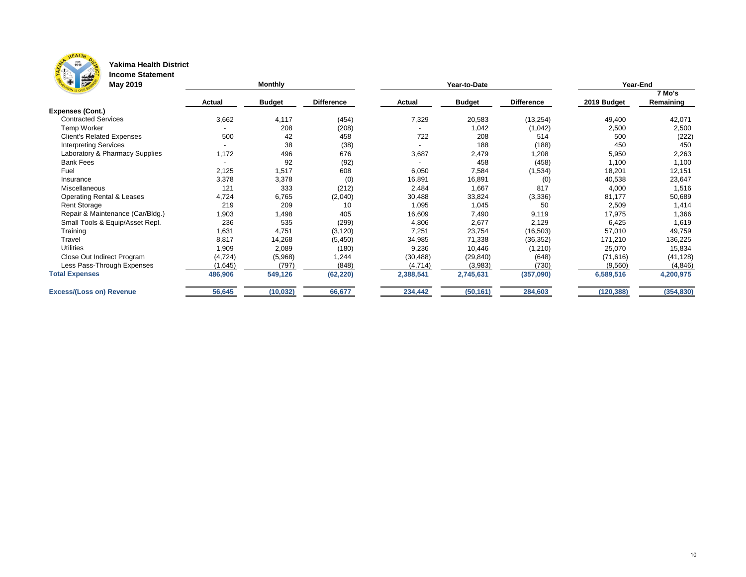**Yakima Health District**
**Income Statement**
**May 2019**

| | Monthly | | | Year-to-Date | | | Year-End | |
|---|---|---|---|---|---|---|---|---|
| | **Actual** | **Budget** | **Difference** | **Actual** | **Budget** | **Difference** | **2019 Budget** | **7 Mo's Remaining** |
| **Expenses (Cont.)** | | | | | | | | |
| Contracted Services | 3,662 | 4,117 | (454) | 7,329 | 20,583 | (13,254) | 49,400 | 42,071 |
| Temp Worker | - | 208 | (208) | - | 1,042 | (1,042) | 2,500 | 2,500 |
| Client's Related Expenses | 500 | 42 | 458 | 722 | 208 | 514 | 500 | (222) |
| Interpreting Services | - | 38 | (38) | - | 188 | (188) | 450 | 450 |
| Laboratory & Pharmacy Supplies | 1,172 | 496 | 676 | 3,687 | 2,479 | 1,208 | 5,950 | 2,263 |
| Bank Fees | - | 92 | (92) | - | 458 | (458) | 1,100 | 1,100 |
| Fuel | 2,125 | 1,517 | 608 | 6,050 | 7,584 | (1,534) | 18,201 | 12,151 |
| Insurance | 3,378 | 3,378 | (0) | 16,891 | 16,891 | (0) | 40,538 | 23,647 |
| Miscellaneous | 121 | 333 | (212) | 2,484 | 1,667 | 817 | 4,000 | 1,516 |
| Operating Rental & Leases | 4,724 | 6,765 | (2,040) | 30,488 | 33,824 | (3,336) | 81,177 | 50,689 |
| Rent Storage | 219 | 209 | 10 | 1,095 | 1,045 | 50 | 2,509 | 1,414 |
| Repair & Maintenance (Car/Bldg.) | 1,903 | 1,498 | 405 | 16,609 | 7,490 | 9,119 | 17,975 | 1,366 |
| Small Tools & Equip/Asset Repl. | 236 | 535 | (299) | 4,806 | 2,677 | 2,129 | 6,425 | 1,619 |
| Training | 1,631 | 4,751 | (3,120) | 7,251 | 23,754 | (16,503) | 57,010 | 49,759 |
| Travel | 8,817 | 14,268 | (5,450) | 34,985 | 71,338 | (36,352) | 171,210 | 136,225 |
| Utilities | 1,909 | 2,089 | (180) | 9,236 | 10,446 | (1,210) | 25,070 | 15,834 |
| Close Out Indirect Program | (4,724) | (5,968) | 1,244 | (30,488) | (29,840) | (648) | (71,616) | (41,128) |
| Less Pass-Through Expenses | (1,645) | (797) | (848) | (4,714) | (3,983) | (730) | (9,560) | (4,846) |
| **Total Expenses** | **486,906** | **549,126** | **(62,220)** | **2,388,541** | **2,745,631** | **(357,090)** | **6,589,516** | **4,200,975** |
| **Excess/(Loss on) Revenue** | **56,645** | **(10,032)** | **66,677** | **234,442** | **(50,161)** | **284,603** | **(120,388)** | **(354,830)** |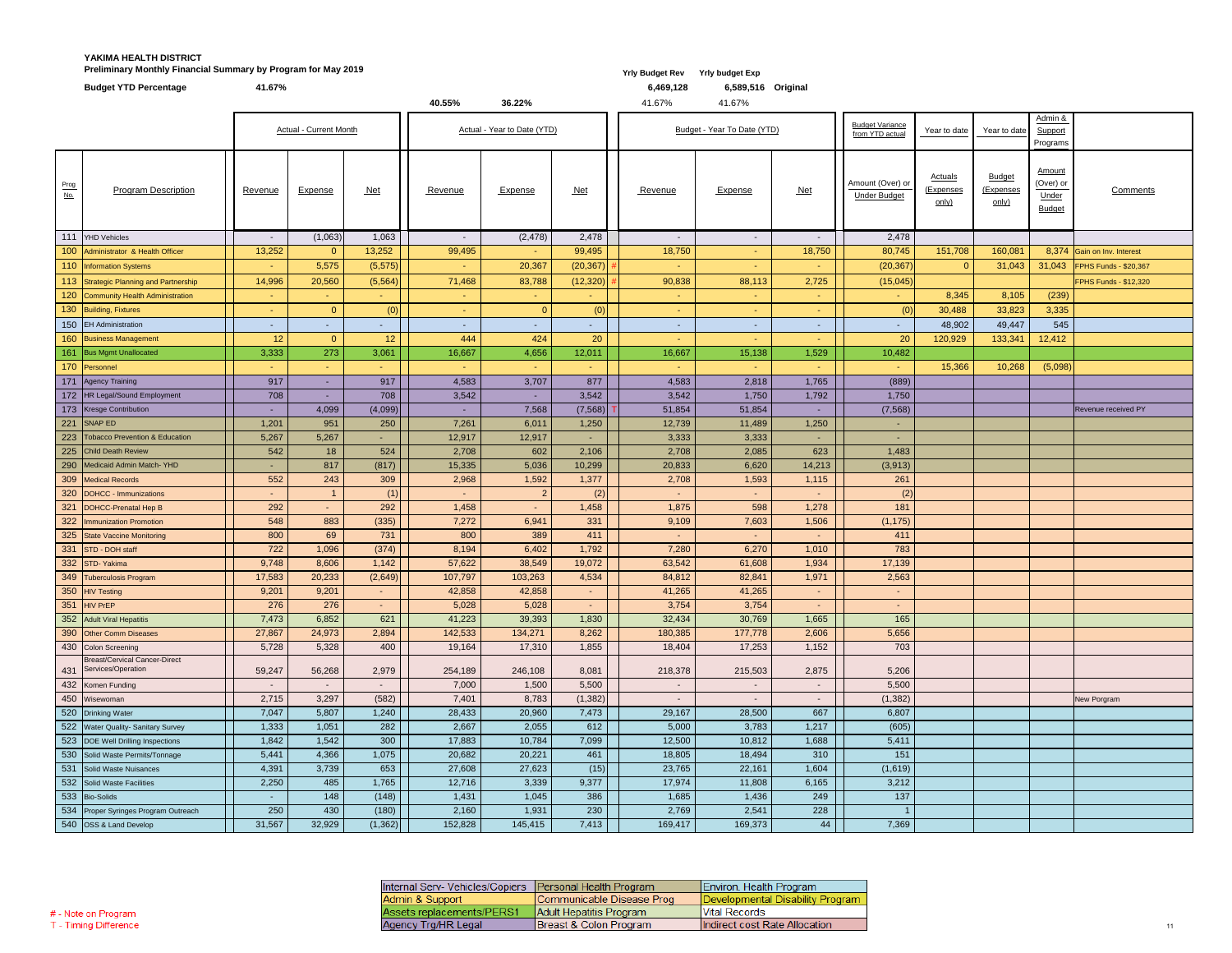**YAKIMA HEALTH DISTRICT**
**Preliminary Monthly Financial Summary by Program for May 2019**

**Budget YTD Percentage** 41.67%

| | Yrly Budget Rev | Yrly budget Exp | |
|---|---|---|---|
| | 6,469,128 | 6,589,516 | Original |
| 40.55% | 36.22% | 41.67% | 41.67% |

| | | Actual - Current Month | | | Actual - Year to Date (YTD) | | | Budget - Year To Date (YTD) | | | Budget Variance from YTD actual | Year to date | Year to date | Admin & Support Programs | |
|---|---|---|---|---|---|---|---|---|---|---|---|---|---|---|---|
| Prog No. | Program Description | Revenue | Expense | Net | Revenue | Expense | Net | Revenue | Expense | Net | Amount (Over) or Under Budget | Actuals (Expenses only) | Budget (Expenses only) | Amount (Over) or Under Budget | Comments |
| 111 | YHD Vehicles | - | (1,063) | 1,063 | - | (2,478) | 2,478 | - | - | - | 2,478 | | | | |
| 100 | Administrator & Health Officer | 13,252 | 0 | 13,252 | 99,495 | - | 99,495 | 18,750 | - | 18,750 | 80,745 | 151,708 | 160,081 | 8,374 | Gain on Inv. Interest |
| 110 | Information Systems | - | 5,575 | (5,575) | - | 20,367 | (20,367) # | - | - | - | (20,367) | 0 | 31,043 | 31,043 | FPHS Funds - $20,367 |
| 113 | Strategic Planning and Partnership | 14,996 | 20,560 | (5,564) | 71,468 | 83,788 | (12,320) # | 90,838 | 88,113 | 2,725 | (15,045) | | | | FPHS Funds - $12,320 |
| 120 | Community Health Administration | - | - | - | - | - | - | - | - | - | - | 8,345 | 8,105 | (239) | |
| 130 | Building, Fixtures | - | 0 | (0) | - | 0 | (0) | - | - | - | (0) | 30,488 | 33,823 | 3,335 | |
| 150 | EH Administration | - | - | - | - | - | - | - | - | - | - | 48,902 | 49,447 | 545 | |
| 160 | Business Management | 12 | 0 | 12 | 444 | 424 | 20 | - | - | - | 20 | 120,929 | 133,341 | 12,412 | |
| 161 | Bus Mgmt Unallocated | 3,333 | 273 | 3,061 | 16,667 | 4,656 | 12,011 | 16,667 | 15,138 | 1,529 | 10,482 | | | | |
| 170 | Personnel | - | - | - | - | - | - | - | - | - | - | 15,366 | 10,268 | (5,098) | |
| 171 | Agency Training | 917 | - | 917 | 4,583 | 3,707 | 877 | 4,583 | 2,818 | 1,765 | (889) | | | | |
| 172 | HR Legal/Sound Employment | 708 | - | 708 | 3,542 | - | 3,542 | 3,542 | 1,750 | 1,792 | 1,750 | | | | |
| 173 | Kresge Contribution | - | 4,099 | (4,099) | - | 7,568 | (7,568) T | 51,854 | 51,854 | - | (7,568) | | | | Revenue received PY |
| 221 | SNAP ED | 1,201 | 951 | 250 | 7,261 | 6,011 | 1,250 | 12,739 | 11,489 | 1,250 | - | | | | |
| 223 | Tobacco Prevention & Education | 5,267 | 5,267 | - | 12,917 | 12,917 | - | 3,333 | 3,333 | - | - | | | | |
| 225 | Child Death Review | 542 | 18 | 524 | 2,708 | 602 | 2,106 | 2,708 | 2,085 | 623 | 1,483 | | | | |
| 290 | Medicaid Admin Match- YHD | - | 817 | (817) | 15,335 | 5,036 | 10,299 | 20,833 | 6,620 | 14,213 | (3,913) | | | | |
| 309 | Medical Records | 552 | 243 | 309 | 2,968 | 1,592 | 1,377 | 2,708 | 1,593 | 1,115 | 261 | | | | |
| 320 | DOHCC - Immunizations | - | 1 | (1) | - | 2 | (2) | - | - | - | (2) | | | | |
| 321 | DOHCC-Prenatal Hep B | 292 | - | 292 | 1,458 | - | 1,458 | 1,875 | 598 | 1,278 | 181 | | | | |
| 322 | Immunization Promotion | 548 | 883 | (335) | 7,272 | 6,941 | 331 | 9,109 | 7,603 | 1,506 | (1,175) | | | | |
| 325 | State Vaccine Monitoring | 800 | 69 | 731 | 800 | 389 | 411 | - | - | - | 411 | | | | |
| 331 | STD - DOH staff | 722 | 1,096 | (374) | 8,194 | 6,402 | 1,792 | 7,280 | 6,270 | 1,010 | 783 | | | | |
| 332 | STD- Yakima | 9,748 | 8,606 | 1,142 | 57,622 | 38,549 | 19,072 | 63,542 | 61,608 | 1,934 | 17,139 | | | | |
| 349 | Tuberculosis Program | 17,583 | 20,233 | (2,649) | 107,797 | 103,263 | 4,534 | 84,812 | 82,841 | 1,971 | 2,563 | | | | |
| 350 | HIV Testing | 9,201 | 9,201 | - | 42,858 | 42,858 | - | 41,265 | 41,265 | - | - | | | | |
| 351 | HIV PrEP | 276 | 276 | - | 5,028 | 5,028 | - | 3,754 | 3,754 | - | - | | | | |
| 352 | Adult Viral Hepatitis | 7,473 | 6,852 | 621 | 41,223 | 39,393 | 1,830 | 32,434 | 30,769 | 1,665 | 165 | | | | |
| 390 | Other Comm Diseases | 27,867 | 24,973 | 2,894 | 142,533 | 134,271 | 8,262 | 180,385 | 177,778 | 2,606 | 5,656 | | | | |
| 430 | Colon Screening | 5,728 | 5,328 | 400 | 19,164 | 17,310 | 1,855 | 18,404 | 17,253 | 1,152 | 703 | | | | |
| 431 | Breast/Cervical Cancer-Direct Services/Operation | 59,247 | 56,268 | 2,979 | 254,189 | 246,108 | 8,081 | 218,378 | 215,503 | 2,875 | 5,206 | | | | |
| 432 | Komen Funding | - | - | - | 7,000 | 1,500 | 5,500 | - | - | - | 5,500 | | | | |
| 450 | Wisewoman | 2,715 | 3,297 | (582) | 7,401 | 8,783 | (1,382) | - | - | - | (1,382) | | | | New Porgram |
| 520 | Drinking Water | 7,047 | 5,807 | 1,240 | 28,433 | 20,960 | 7,473 | 29,167 | 28,500 | 667 | 6,807 | | | | |
| 522 | Water Quality- Sanitary Survey | 1,333 | 1,051 | 282 | 2,667 | 2,055 | 612 | 5,000 | 3,783 | 1,217 | (605) | | | | |
| 523 | DOE Well Drilling Inspections | 1,842 | 1,542 | 300 | 17,883 | 10,784 | 7,099 | 12,500 | 10,812 | 1,688 | 5,411 | | | | |
| 530 | Solid Waste Permits/Tonnage | 5,441 | 4,366 | 1,075 | 20,682 | 20,221 | 461 | 18,805 | 18,494 | 310 | 151 | | | | |
| 531 | Solid Waste Nuisances | 4,391 | 3,739 | 653 | 27,608 | 27,623 | (15) | 23,765 | 22,161 | 1,604 | (1,619) | | | | |
| 532 | Solid Waste Facilities | 2,250 | 485 | 1,765 | 12,716 | 3,339 | 9,377 | 17,974 | 11,808 | 6,165 | 3,212 | | | | |
| 533 | Bio-Solids | - | 148 | (148) | 1,431 | 1,045 | 386 | 1,685 | 1,436 | 249 | 137 | | | | |
| 534 | Proper Syringes Program Outreach | 250 | 430 | (180) | 2,160 | 1,931 | 230 | 2,769 | 2,541 | 228 | 1 | | | | |
| 540 | OSS & Land Develop | 31,567 | 32,929 | (1,362) | 152,828 | 145,415 | 7,413 | 169,417 | 169,373 | 44 | 7,369 | | | | |

| | | |
|---|---|---|
| Internal Serv- Vehicles/Copiers | Personal Health Program | Environ. Health Program |
| Admin & Support | Communicable Disease Prog | Developmental Disability Program |
| Assets replacements/PERS1 | Adult Hepatitis Program | Vital Records |
| Agency Trg/HR Legal | Breast & Colon Program | Indirect cost Rate Allocation |

# - Note on Program
T - Timing Difference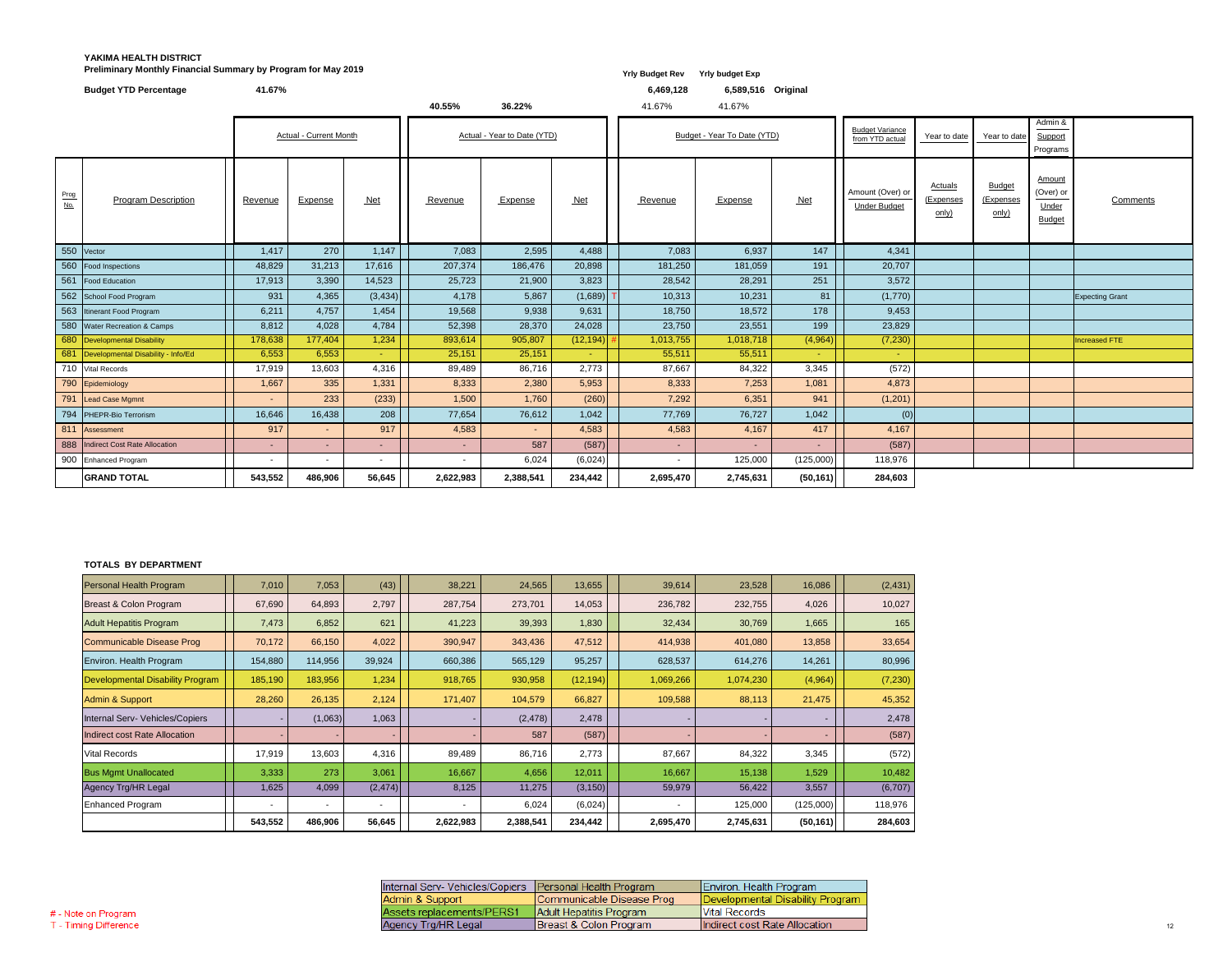**YAKIMA HEALTH DISTRICT**
**Preliminary Monthly Financial Summary by Program for May 2019**

| | Yrly Budget Rev | Yrly budget Exp | |
|---|---|---|---|
| | 6,469,128 | 6,589,516 | Original |
| | 41.67% | 41.67% | |

**Budget YTD Percentage** 41.67%

| | | Actual - Current Month | | | Actual - Year to Date (YTD) | | | Budget - Year To Date (YTD) | | | Budget Variance from YTD actual | Year to date | Year to date | Admin & Support Programs | |
|---|---|---|---|---|---|---|---|---|---|---|---|---|---|---|---|
| | | | | | 40.55% | 36.22% | | | | | | | | | |
| Prog No. | Program Description | Revenue | Expense | Net | Revenue | Expense | Net | Revenue | Expense | Net | Amount (Over) or Under Budget | Actuals (Expenses only) | Budget (Expenses only) | Amount (Over) or Under Budget | Comments |
| 550 | Vector | 1,417 | 270 | 1,147 | 7,083 | 2,595 | 4,488 | 7,083 | 6,937 | 147 | 4,341 | | | | |
| 560 | Food Inspections | 48,829 | 31,213 | 17,616 | 207,374 | 186,476 | 20,898 | 181,250 | 181,059 | 191 | 20,707 | | | | |
| 561 | Food Education | 17,913 | 3,390 | 14,523 | 25,723 | 21,900 | 3,823 | 28,542 | 28,291 | 251 | 3,572 | | | | |
| 562 | School Food Program | 931 | 4,365 | (3,434) | 4,178 | 5,867 | (1,689) T | 10,313 | 10,231 | 81 | (1,770) | | | | Expecting Grant |
| 563 | Itinerant Food Program | 6,211 | 4,757 | 1,454 | 19,568 | 9,938 | 9,631 | 18,750 | 18,572 | 178 | 9,453 | | | | |
| 580 | Water Recreation & Camps | 8,812 | 4,028 | 4,784 | 52,398 | 28,370 | 24,028 | 23,750 | 23,551 | 199 | 23,829 | | | | |
| 680 | Developmental Disability | 178,638 | 177,404 | 1,234 | 893,614 | 905,807 | (12,194) # | 1,013,755 | 1,018,718 | (4,964) | (7,230) | | | | Increased FTE |
| 681 | Developmental Disability - Info/Ed | 6,553 | 6,553 | - | 25,151 | 25,151 | - | 55,511 | 55,511 | - | - | | | | |
| 710 | Vital Records | 17,919 | 13,603 | 4,316 | 89,489 | 86,716 | 2,773 | 87,667 | 84,322 | 3,345 | (572) | | | | |
| 790 | Epidemiology | 1,667 | 335 | 1,331 | 8,333 | 2,380 | 5,953 | 8,333 | 7,253 | 1,081 | 4,873 | | | | |
| 791 | Lead Case Mgmnt | - | 233 | (233) | 1,500 | 1,760 | (260) | 7,292 | 6,351 | 941 | (1,201) | | | | |
| 794 | PHEPR-Bio Terrorism | 16,646 | 16,438 | 208 | 77,654 | 76,612 | 1,042 | 77,769 | 76,727 | 1,042 | (0) | | | | |
| 811 | Assessment | 917 | - | 917 | 4,583 | - | 4,583 | 4,583 | 4,167 | 417 | 4,167 | | | | |
| 888 | Indirect Cost Rate Allocation | - | - | - | - | 587 | (587) | - | - | - | (587) | | | | |
| 900 | Enhanced Program | - | - | - | - | 6,024 | (6,024) | - | 125,000 | (125,000) | 118,976 | | | | |
| | **GRAND TOTAL** | **543,552** | **486,906** | **56,645** | **2,622,983** | **2,388,541** | **234,442** | **2,695,470** | **2,745,631** | **(50,161)** | **284,603** | | | | |

**TOTALS BY DEPARTMENT**

| Department | Revenue | Expense | Net | Revenue | Expense | Net | Revenue | Expense | Net | Amount (Over) or Under Budget |
|---|---|---|---|---|---|---|---|---|---|---|
| Personal Health Program | 7,010 | 7,053 | (43) | 38,221 | 24,565 | 13,655 | 39,614 | 23,528 | 16,086 | (2,431) |
| Breast & Colon Program | 67,690 | 64,893 | 2,797 | 287,754 | 273,701 | 14,053 | 236,782 | 232,755 | 4,026 | 10,027 |
| Adult Hepatitis Program | 7,473 | 6,852 | 621 | 41,223 | 39,393 | 1,830 | 32,434 | 30,769 | 1,665 | 165 |
| Communicable Disease Prog | 70,172 | 66,150 | 4,022 | 390,947 | 343,436 | 47,512 | 414,938 | 401,080 | 13,858 | 33,654 |
| Environ. Health Program | 154,880 | 114,956 | 39,924 | 660,386 | 565,129 | 95,257 | 628,537 | 614,276 | 14,261 | 80,996 |
| Developmental Disability Program | 185,190 | 183,956 | 1,234 | 918,765 | 930,958 | (12,194) | 1,069,266 | 1,074,230 | (4,964) | (7,230) |
| Admin & Support | 28,260 | 26,135 | 2,124 | 171,407 | 104,579 | 66,827 | 109,588 | 88,113 | 21,475 | 45,352 |
| Internal Serv- Vehicles/Copiers | - | (1,063) | 1,063 | - | (2,478) | 2,478 | - | - | - | 2,478 |
| Indirect cost Rate Allocation | - | - | - | - | 587 | (587) | - | - | - | (587) |
| Vital Records | 17,919 | 13,603 | 4,316 | 89,489 | 86,716 | 2,773 | 87,667 | 84,322 | 3,345 | (572) |
| Bus Mgmt Unallocated | 3,333 | 273 | 3,061 | 16,667 | 4,656 | 12,011 | 16,667 | 15,138 | 1,529 | 10,482 |
| Agency Trg/HR Legal | 1,625 | 4,099 | (2,474) | 8,125 | 11,275 | (3,150) | 59,979 | 56,422 | 3,557 | (6,707) |
| Enhanced Program | - | - | - | - | 6,024 | (6,024) | - | 125,000 | (125,000) | 118,976 |
| | **543,552** | **486,906** | **56,645** | **2,622,983** | **2,388,541** | **234,442** | **2,695,470** | **2,745,631** | **(50,161)** | **284,603** |

| | | |
|---|---|---|
| Internal Serv- Vehicles/Copiers | Personal Health Program | Environ. Health Program |
| Admin & Support | Communicable Disease Prog | Developmental Disability Program |
| Assets replacements/PERS1 | Adult Hepatitis Program | Vital Records |
| Agency Trg/HR Legal | Breast & Colon Program | Indirect cost Rate Allocation |

\# - Note on Program
T - Timing Difference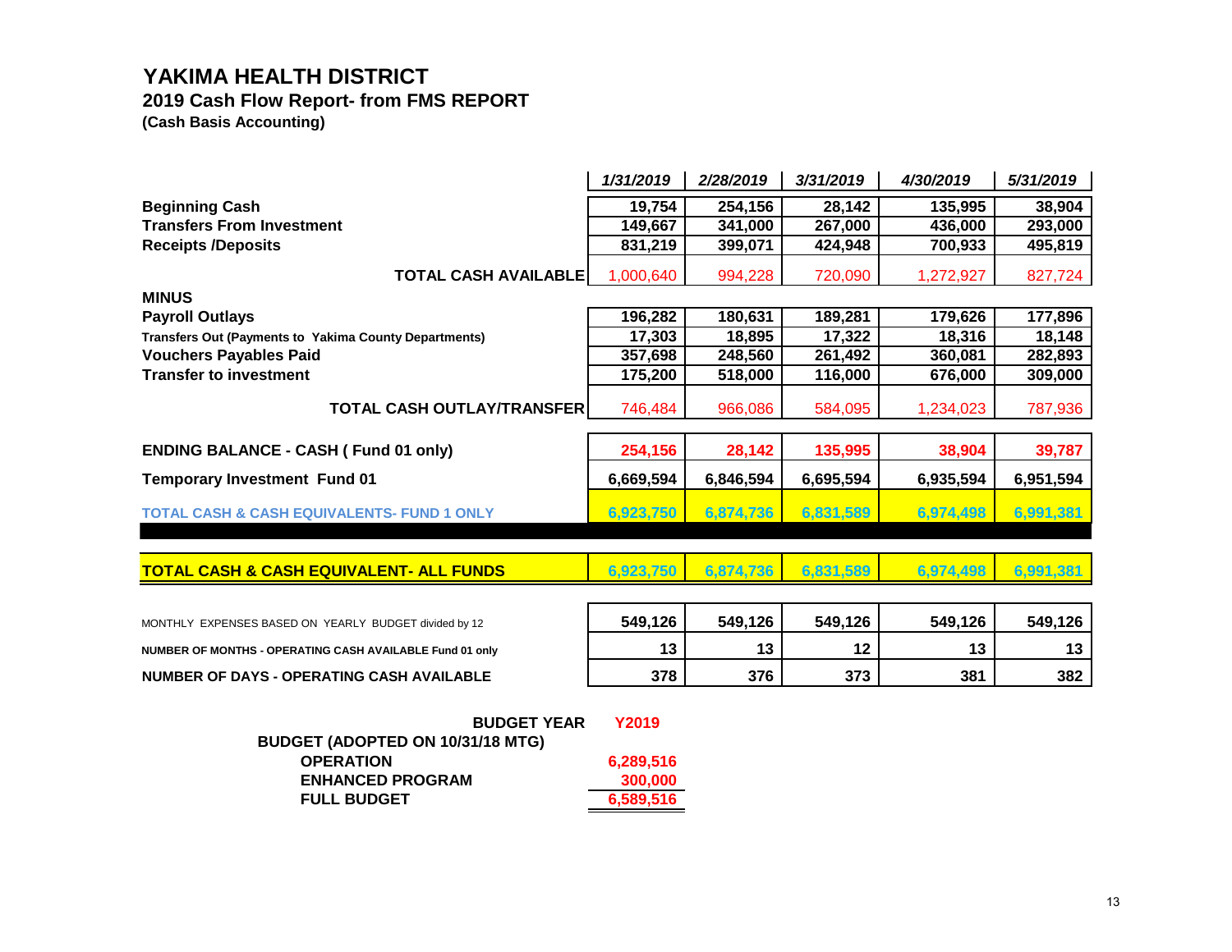# YAKIMA HEALTH DISTRICT

## 2019 Cash Flow Report- from FMS REPORT

**(Cash Basis Accounting)**

| | 1/31/2019 | 2/28/2019 | 3/31/2019 | 4/30/2019 | 5/31/2019 |
|---|---|---|---|---|---|
| **Beginning Cash** | 19,754 | 254,156 | 28,142 | 135,995 | 38,904 |
| **Transfers From Investment** | 149,667 | 341,000 | 267,000 | 436,000 | 293,000 |
| **Receipts /Deposits** | 831,219 | 399,071 | 424,948 | 700,933 | 495,819 |
| **TOTAL CASH AVAILABLE** | 1,000,640 | 994,228 | 720,090 | 1,272,927 | 827,724 |
| **MINUS** | | | | | |
| **Payroll Outlays** | 196,282 | 180,631 | 189,281 | 179,626 | 177,896 |
| **Transfers Out (Payments to Yakima County Departments)** | 17,303 | 18,895 | 17,322 | 18,316 | 18,148 |
| **Vouchers Payables Paid** | 357,698 | 248,560 | 261,492 | 360,081 | 282,893 |
| **Transfer to investment** | 175,200 | 518,000 | 116,000 | 676,000 | 309,000 |
| **TOTAL CASH OUTLAY/TRANSFER** | 746,484 | 966,086 | 584,095 | 1,234,023 | 787,936 |
| **ENDING BALANCE - CASH ( Fund 01 only)** | 254,156 | 28,142 | 135,995 | 38,904 | 39,787 |
| **Temporary Investment Fund 01** | 6,669,594 | 6,846,594 | 6,695,594 | 6,935,594 | 6,951,594 |
| **TOTAL CASH & CASH EQUIVALENTS- FUND 1 ONLY** | 6,923,750 | 6,874,736 | 6,831,589 | 6,974,498 | 6,991,381 |
| **TOTAL CASH & CASH EQUIVALENT- ALL FUNDS** | 6,923,750 | 6,874,736 | 6,831,589 | 6,974,498 | 6,991,381 |
| MONTHLY EXPENSES BASED ON YEARLY BUDGET divided by 12 | 549,126 | 549,126 | 549,126 | 549,126 | 549,126 |
| **NUMBER OF MONTHS - OPERATING CASH AVAILABLE Fund 01 only** | 13 | 13 | 12 | 13 | 13 |
| **NUMBER OF DAYS - OPERATING CASH AVAILABLE** | 378 | 376 | 373 | 381 | 382 |

| | |
|---|---|
| **BUDGET YEAR** | **Y2019** |
| **BUDGET (ADOPTED ON 10/31/18 MTG)** | |
| **OPERATION** | 6,289,516 |
| **ENHANCED PROGRAM** | 300,000 |
| **FULL BUDGET** | 6,589,516 |